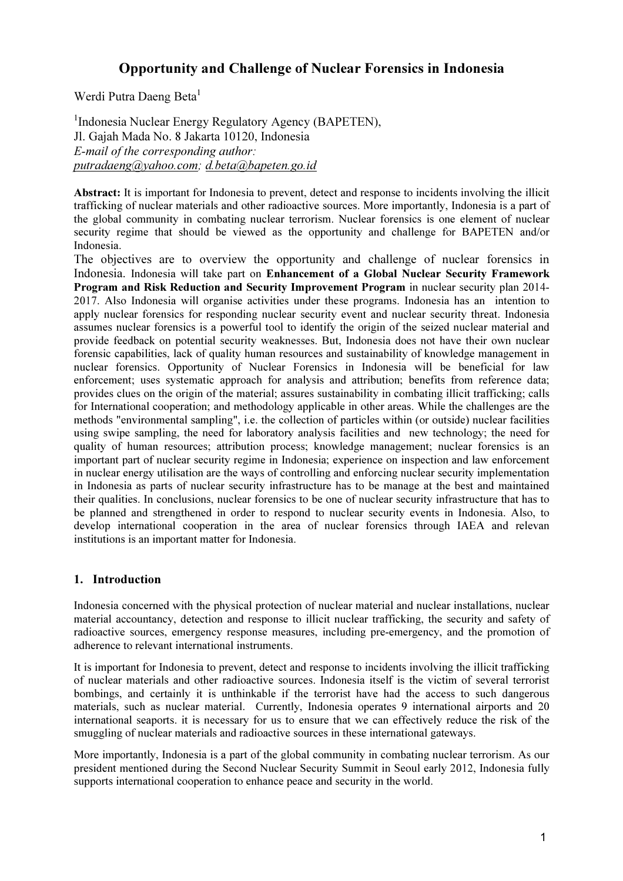# Opportunity and Challenge of Nuclear Forensics in Indonesia

Werdi Putra Daeng Beta[1]

[1]Indonesia Nuclear Energy Regulatory Agency (BAPETEN),
Jl. Gajah Mada No. 8 Jakarta 10120, Indonesia
*E-mail of the corresponding author:*
*putradaeng@yahoo.com*; *d.beta@bapeten.go.id*

**Abstract:** It is important for Indonesia to prevent, detect and response to incidents involving the illicit trafficking of nuclear materials and other radioactive sources. More importantly, Indonesia is a part of the global community in combating nuclear terrorism. Nuclear forensics is one element of nuclear security regime that should be viewed as the opportunity and challenge for BAPETEN and/or Indonesia.

The objectives are to overview the opportunity and challenge of nuclear forensics in Indonesia. Indonesia will take part on **Enhancement of a Global Nuclear Security Framework Program and Risk Reduction and Security Improvement Program** in nuclear security plan 2014-2017. Also Indonesia will organise activities under these programs. Indonesia has an intention to apply nuclear forensics for responding nuclear security event and nuclear security threat. Indonesia assumes nuclear forensics is a powerful tool to identify the origin of the seized nuclear material and provide feedback on potential security weaknesses. But, Indonesia does not have their own nuclear forensic capabilities, lack of quality human resources and sustainability of knowledge management in nuclear forensics. Opportunity of Nuclear Forensics in Indonesia will be beneficial for law enforcement; uses systematic approach for analysis and attribution; benefits from reference data; provides clues on the origin of the material; assures sustainability in combating illicit trafficking; calls for International cooperation; and methodology applicable in other areas. While the challenges are the methods "environmental sampling", i.e. the collection of particles within (or outside) nuclear facilities using swipe sampling, the need for laboratory analysis facilities and new technology; the need for quality of human resources; attribution process; knowledge management; nuclear forensics is an important part of nuclear security regime in Indonesia; experience on inspection and law enforcement in nuclear energy utilisation are the ways of controlling and enforcing nuclear security implementation in Indonesia as parts of nuclear security infrastructure has to be manage at the best and maintained their qualities. In conclusions, nuclear forensics to be one of nuclear security infrastructure that has to be planned and strengthened in order to respond to nuclear security events in Indonesia. Also, to develop international cooperation in the area of nuclear forensics through IAEA and relevan institutions is an important matter for Indonesia.

## 1. Introduction

Indonesia concerned with the physical protection of nuclear material and nuclear installations, nuclear material accountancy, detection and response to illicit nuclear trafficking, the security and safety of radioactive sources, emergency response measures, including pre-emergency, and the promotion of adherence to relevant international instruments.

It is important for Indonesia to prevent, detect and response to incidents involving the illicit trafficking of nuclear materials and other radioactive sources. Indonesia itself is the victim of several terrorist bombings, and certainly it is unthinkable if the terrorist have had the access to such dangerous materials, such as nuclear material. Currently, Indonesia operates 9 international airports and 20 international seaports. it is necessary for us to ensure that we can effectively reduce the risk of the smuggling of nuclear materials and radioactive sources in these international gateways.

More importantly, Indonesia is a part of the global community in combating nuclear terrorism. As our president mentioned during the Second Nuclear Security Summit in Seoul early 2012, Indonesia fully supports international cooperation to enhance peace and security in the world.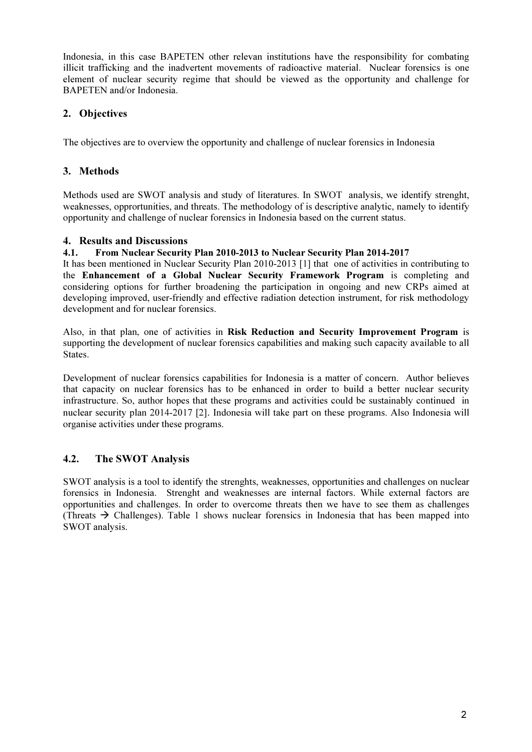Indonesia, in this case BAPETEN other relevan institutions have the responsibility for combating illicit trafficking and the inadvertent movements of radioactive material. Nuclear forensics is one element of nuclear security regime that should be viewed as the opportunity and challenge for BAPETEN and/or Indonesia.

## 2. Objectives

The objectives are to overview the opportunity and challenge of nuclear forensics in Indonesia

## 3. Methods

Methods used are SWOT analysis and study of literatures. In SWOT analysis, we identify strenght, weaknesses, opprortunities, and threats. The methodology of is descriptive analytic, namely to identify opportunity and challenge of nuclear forensics in Indonesia based on the current status.

## 4. Results and Discussions

### 4.1. From Nuclear Security Plan 2010-2013 to Nuclear Security Plan 2014-2017

It has been mentioned in Nuclear Security Plan 2010-2013 [1] that one of activities in contributing to the **Enhancement of a Global Nuclear Security Framework Program** is completing and considering options for further broadening the participation in ongoing and new CRPs aimed at developing improved, user-friendly and effective radiation detection instrument, for risk methodology development and for nuclear forensics.

Also, in that plan, one of activities in **Risk Reduction and Security Improvement Program** is supporting the development of nuclear forensics capabilities and making such capacity available to all States.

Development of nuclear forensics capabilities for Indonesia is a matter of concern. Author believes that capacity on nuclear forensics has to be enhanced in order to build a better nuclear security infrastructure. So, author hopes that these programs and activities could be sustainably continued in nuclear security plan 2014-2017 [2]. Indonesia will take part on these programs. Also Indonesia will organise activities under these programs.

### 4.2. The SWOT Analysis

SWOT analysis is a tool to identify the strenghts, weaknesses, opportunities and challenges on nuclear forensics in Indonesia. Strenght and weaknesses are internal factors. While external factors are opportunities and challenges. In order to overcome threats then we have to see them as challenges (Threats → Challenges). Table 1 shows nuclear forensics in Indonesia that has been mapped into SWOT analysis.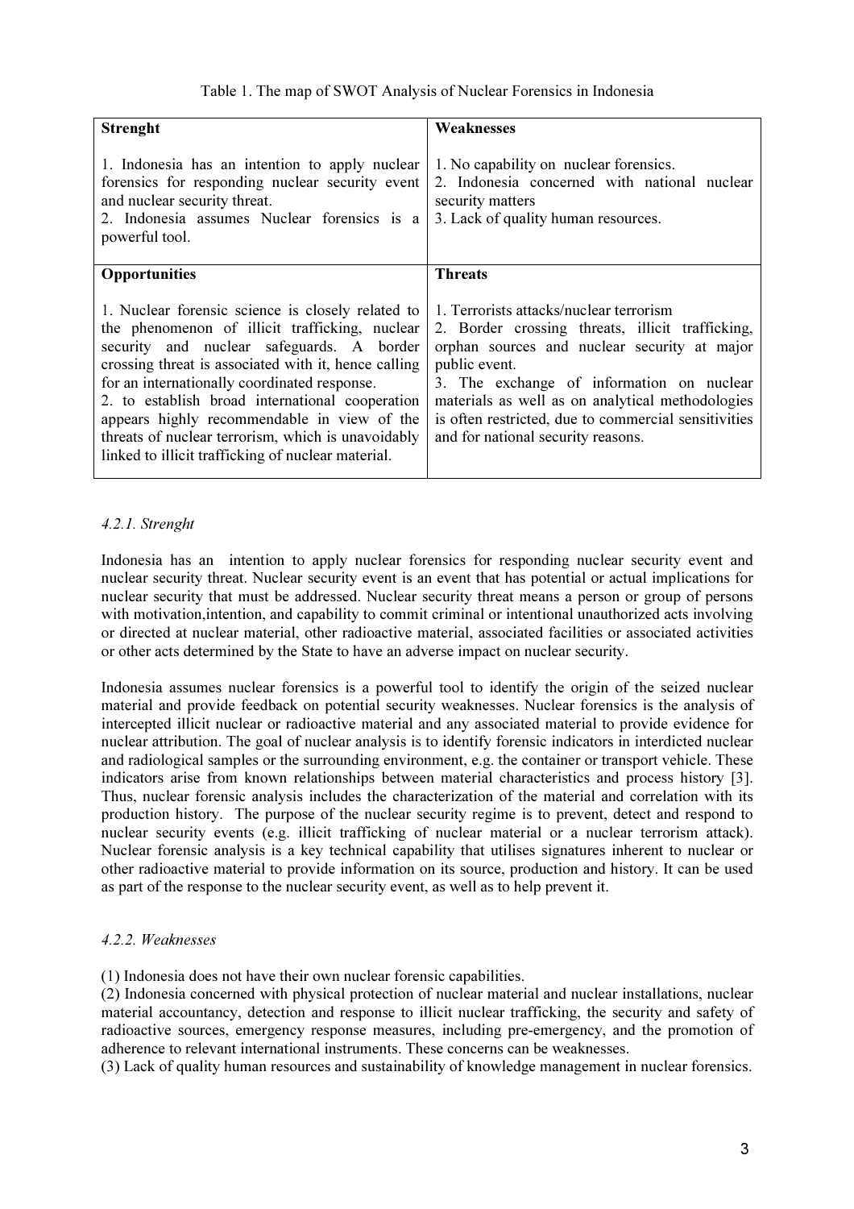Table 1. The map of SWOT Analysis of Nuclear Forensics in Indonesia

| **Strenght** | **Weaknesses** |
|---|---|
| 1. Indonesia has an intention to apply nuclear forensics for responding nuclear security event and nuclear security threat.<br>2. Indonesia assumes Nuclear forensics is a powerful tool. | 1. No capability on nuclear forensics.<br>2. Indonesia concerned with national nuclear security matters<br>3. Lack of quality human resources. |
| **Opportunities** | **Threats** |
| 1. Nuclear forensic science is closely related to the phenomenon of illicit trafficking, nuclear security and nuclear safeguards. A border crossing threat is associated with it, hence calling for an internationally coordinated response.<br>2. to establish broad international cooperation appears highly recommendable in view of the threats of nuclear terrorism, which is unavoidably linked to illicit trafficking of nuclear material. | 1. Terrorists attacks/nuclear terrorism<br>2. Border crossing threats, illicit trafficking, orphan sources and nuclear security at major public event.<br>3. The exchange of information on nuclear materials as well as on analytical methodologies is often restricted, due to commercial sensitivities and for national security reasons. |

#### *4.2.1. Strenght*

Indonesia has an intention to apply nuclear forensics for responding nuclear security event and nuclear security threat. Nuclear security event is an event that has potential or actual implications for nuclear security that must be addressed. Nuclear security threat means a person or group of persons with motivation,intention, and capability to commit criminal or intentional unauthorized acts involving or directed at nuclear material, other radioactive material, associated facilities or associated activities or other acts determined by the State to have an adverse impact on nuclear security.

Indonesia assumes nuclear forensics is a powerful tool to identify the origin of the seized nuclear material and provide feedback on potential security weaknesses. Nuclear forensics is the analysis of intercepted illicit nuclear or radioactive material and any associated material to provide evidence for nuclear attribution. The goal of nuclear analysis is to identify forensic indicators in interdicted nuclear and radiological samples or the surrounding environment, e.g. the container or transport vehicle. These indicators arise from known relationships between material characteristics and process history [3]. Thus, nuclear forensic analysis includes the characterization of the material and correlation with its production history. The purpose of the nuclear security regime is to prevent, detect and respond to nuclear security events (e.g. illicit trafficking of nuclear material or a nuclear terrorism attack). Nuclear forensic analysis is a key technical capability that utilises signatures inherent to nuclear or other radioactive material to provide information on its source, production and history. It can be used as part of the response to the nuclear security event, as well as to help prevent it.

#### *4.2.2. Weaknesses*

(1) Indonesia does not have their own nuclear forensic capabilities.
(2) Indonesia concerned with physical protection of nuclear material and nuclear installations, nuclear material accountancy, detection and response to illicit nuclear trafficking, the security and safety of radioactive sources, emergency response measures, including pre-emergency, and the promotion of adherence to relevant international instruments. These concerns can be weaknesses.
(3) Lack of quality human resources and sustainability of knowledge management in nuclear forensics.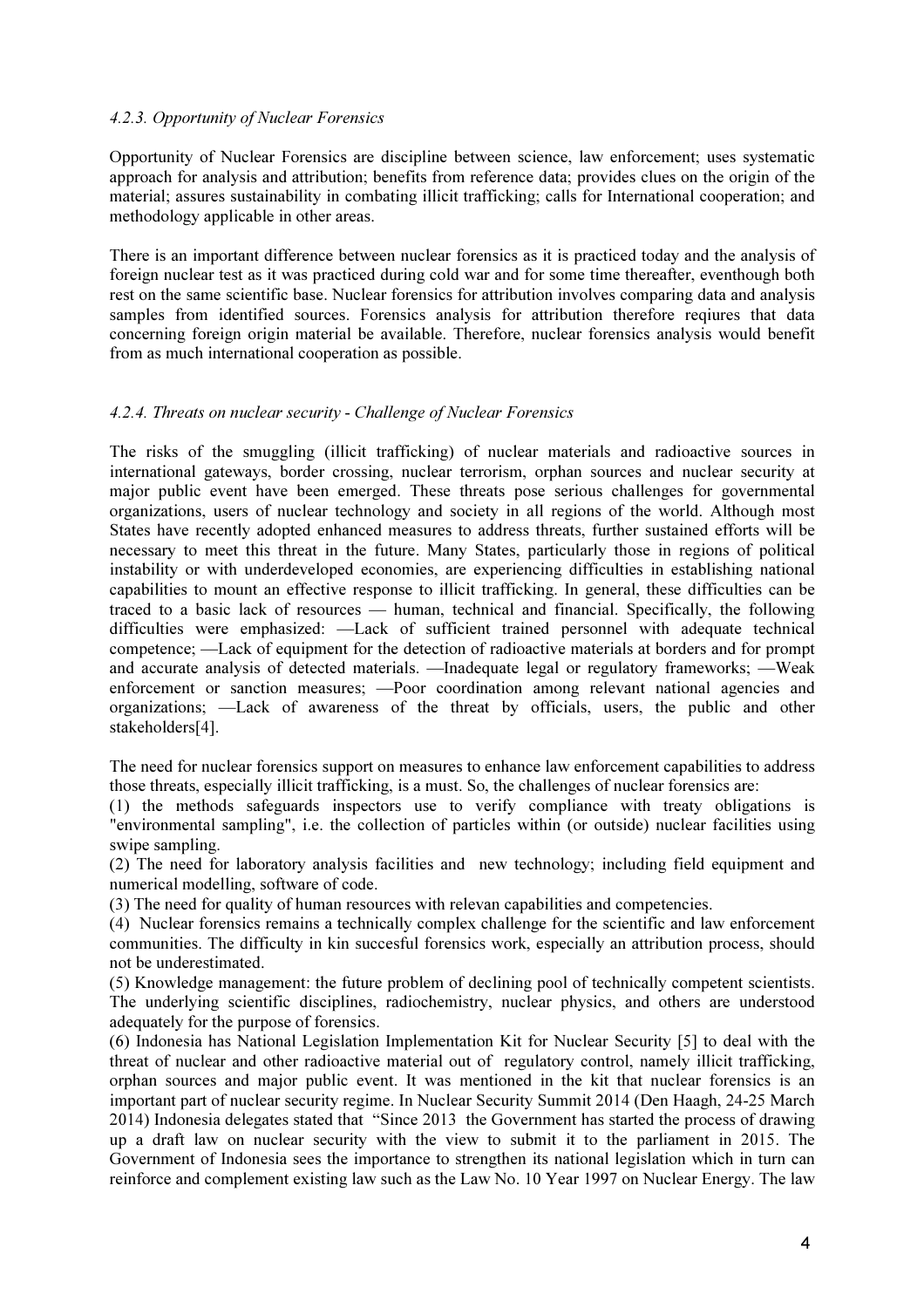#### *4.2.3. Opportunity of Nuclear Forensics*

Opportunity of Nuclear Forensics are discipline between science, law enforcement; uses systematic approach for analysis and attribution; benefits from reference data; provides clues on the origin of the material; assures sustainability in combating illicit trafficking; calls for International cooperation; and methodology applicable in other areas.

There is an important difference between nuclear forensics as it is practiced today and the analysis of foreign nuclear test as it was practiced during cold war and for some time thereafter, eventhough both rest on the same scientific base. Nuclear forensics for attribution involves comparing data and analysis samples from identified sources. Forensics analysis for attribution therefore reqiures that data concerning foreign origin material be available. Therefore, nuclear forensics analysis would benefit from as much international cooperation as possible.

#### *4.2.4. Threats on nuclear security - Challenge of Nuclear Forensics*

The risks of the smuggling (illicit trafficking) of nuclear materials and radioactive sources in international gateways, border crossing, nuclear terrorism, orphan sources and nuclear security at major public event have been emerged. These threats pose serious challenges for governmental organizations, users of nuclear technology and society in all regions of the world. Although most States have recently adopted enhanced measures to address threats, further sustained efforts will be necessary to meet this threat in the future. Many States, particularly those in regions of political instability or with underdeveloped economies, are experiencing difficulties in establishing national capabilities to mount an effective response to illicit trafficking. In general, these difficulties can be traced to a basic lack of resources — human, technical and financial. Specifically, the following difficulties were emphasized: —Lack of sufficient trained personnel with adequate technical competence; —Lack of equipment for the detection of radioactive materials at borders and for prompt and accurate analysis of detected materials. —Inadequate legal or regulatory frameworks; —Weak enforcement or sanction measures; —Poor coordination among relevant national agencies and organizations; —Lack of awareness of the threat by officials, users, the public and other stakeholders[4].

The need for nuclear forensics support on measures to enhance law enforcement capabilities to address those threats, especially illicit trafficking, is a must. So, the challenges of nuclear forensics are:

(1) the methods safeguards inspectors use to verify compliance with treaty obligations is "environmental sampling", i.e. the collection of particles within (or outside) nuclear facilities using swipe sampling.

(2) The need for laboratory analysis facilities and new technology; including field equipment and numerical modelling, software of code.

(3) The need for quality of human resources with relevan capabilities and competencies.

(4) Nuclear forensics remains a technically complex challenge for the scientific and law enforcement communities. The difficulty in kin succesful forensics work, especially an attribution process, should not be underestimated.

(5) Knowledge management: the future problem of declining pool of technically competent scientists. The underlying scientific disciplines, radiochemistry, nuclear physics, and others are understood adequately for the purpose of forensics.

(6) Indonesia has National Legislation Implementation Kit for Nuclear Security [5] to deal with the threat of nuclear and other radioactive material out of regulatory control, namely illicit trafficking, orphan sources and major public event. It was mentioned in the kit that nuclear forensics is an important part of nuclear security regime. In Nuclear Security Summit 2014 (Den Haagh, 24-25 March 2014) Indonesia delegates stated that "Since 2013 the Government has started the process of drawing up a draft law on nuclear security with the view to submit it to the parliament in 2015. The Government of Indonesia sees the importance to strengthen its national legislation which in turn can reinforce and complement existing law such as the Law No. 10 Year 1997 on Nuclear Energy. The law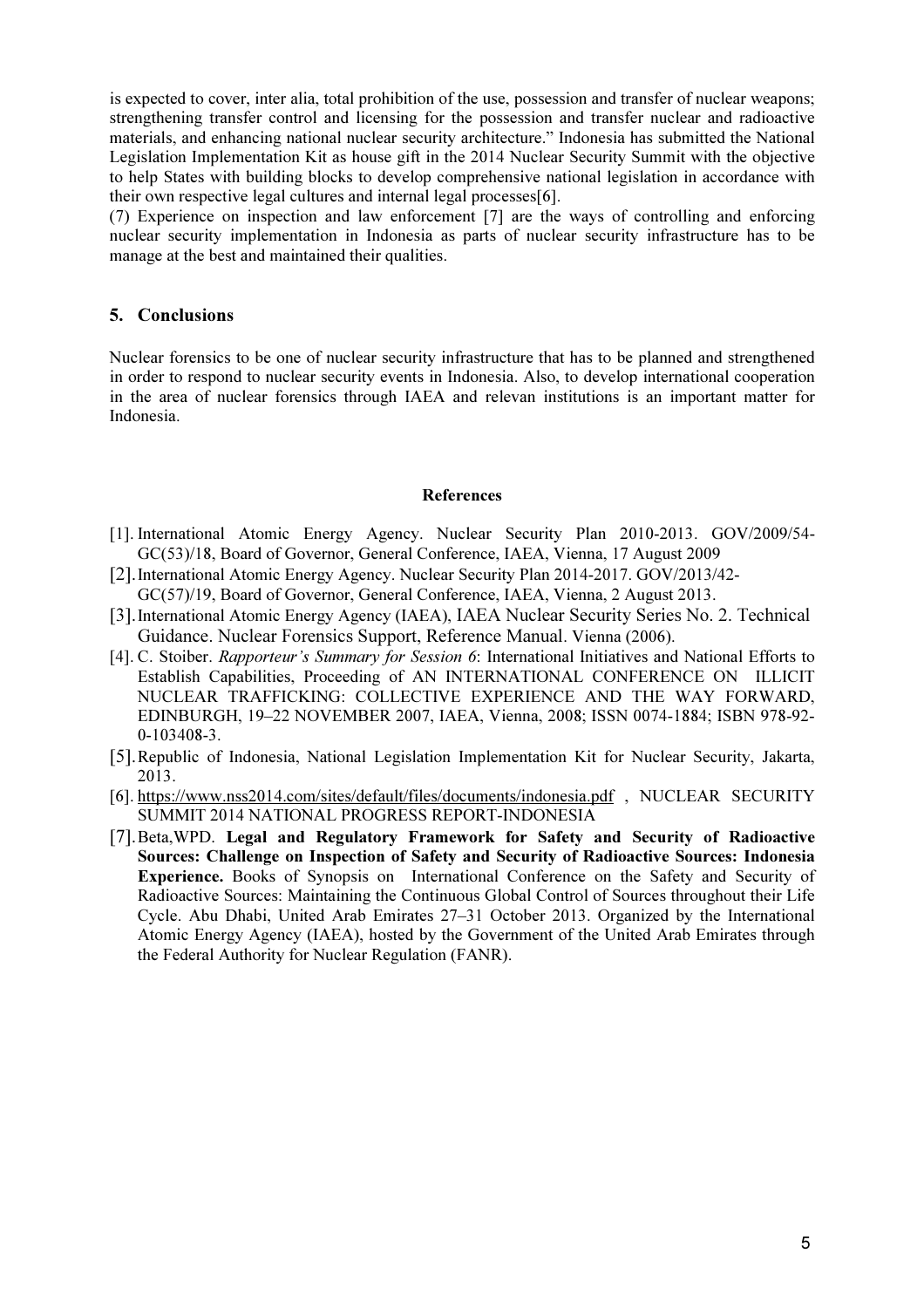is expected to cover, inter alia, total prohibition of the use, possession and transfer of nuclear weapons; strengthening transfer control and licensing for the possession and transfer nuclear and radioactive materials, and enhancing national nuclear security architecture." Indonesia has submitted the National Legislation Implementation Kit as house gift in the 2014 Nuclear Security Summit with the objective to help States with building blocks to develop comprehensive national legislation in accordance with their own respective legal cultures and internal legal processes[6].

(7) Experience on inspection and law enforcement [7] are the ways of controlling and enforcing nuclear security implementation in Indonesia as parts of nuclear security infrastructure has to be manage at the best and maintained their qualities.

## 5. Conclusions

Nuclear forensics to be one of nuclear security infrastructure that has to be planned and strengthened in order to respond to nuclear security events in Indonesia. Also, to develop international cooperation in the area of nuclear forensics through IAEA and relevan institutions is an important matter for Indonesia.

### References

[1]. International Atomic Energy Agency. Nuclear Security Plan 2010-2013. GOV/2009/54-GC(53)/18, Board of Governor, General Conference, IAEA, Vienna, 17 August 2009

[2]. International Atomic Energy Agency. Nuclear Security Plan 2014-2017. GOV/2013/42-GC(57)/19, Board of Governor, General Conference, IAEA, Vienna, 2 August 2013.

[3]. International Atomic Energy Agency (IAEA), IAEA Nuclear Security Series No. 2. Technical Guidance. Nuclear Forensics Support, Reference Manual. Vienna (2006).

[4]. C. Stoiber. *Rapporteur's Summary for Session 6*: International Initiatives and National Efforts to Establish Capabilities, Proceeding of AN INTERNATIONAL CONFERENCE ON ILLICIT NUCLEAR TRAFFICKING: COLLECTIVE EXPERIENCE AND THE WAY FORWARD, EDINBURGH, 19–22 NOVEMBER 2007, IAEA, Vienna, 2008; ISSN 0074-1884; ISBN 978-92-0-103408-3.

[5]. Republic of Indonesia, National Legislation Implementation Kit for Nuclear Security, Jakarta, 2013.

[6]. https://www.nss2014.com/sites/default/files/documents/indonesia.pdf , NUCLEAR SECURITY SUMMIT 2014 NATIONAL PROGRESS REPORT-INDONESIA

[7]. Beta,WPD. **Legal and Regulatory Framework for Safety and Security of Radioactive Sources: Challenge on Inspection of Safety and Security of Radioactive Sources: Indonesia Experience.** Books of Synopsis on International Conference on the Safety and Security of Radioactive Sources: Maintaining the Continuous Global Control of Sources throughout their Life Cycle. Abu Dhabi, United Arab Emirates 27–31 October 2013. Organized by the International Atomic Energy Agency (IAEA), hosted by the Government of the United Arab Emirates through the Federal Authority for Nuclear Regulation (FANR).